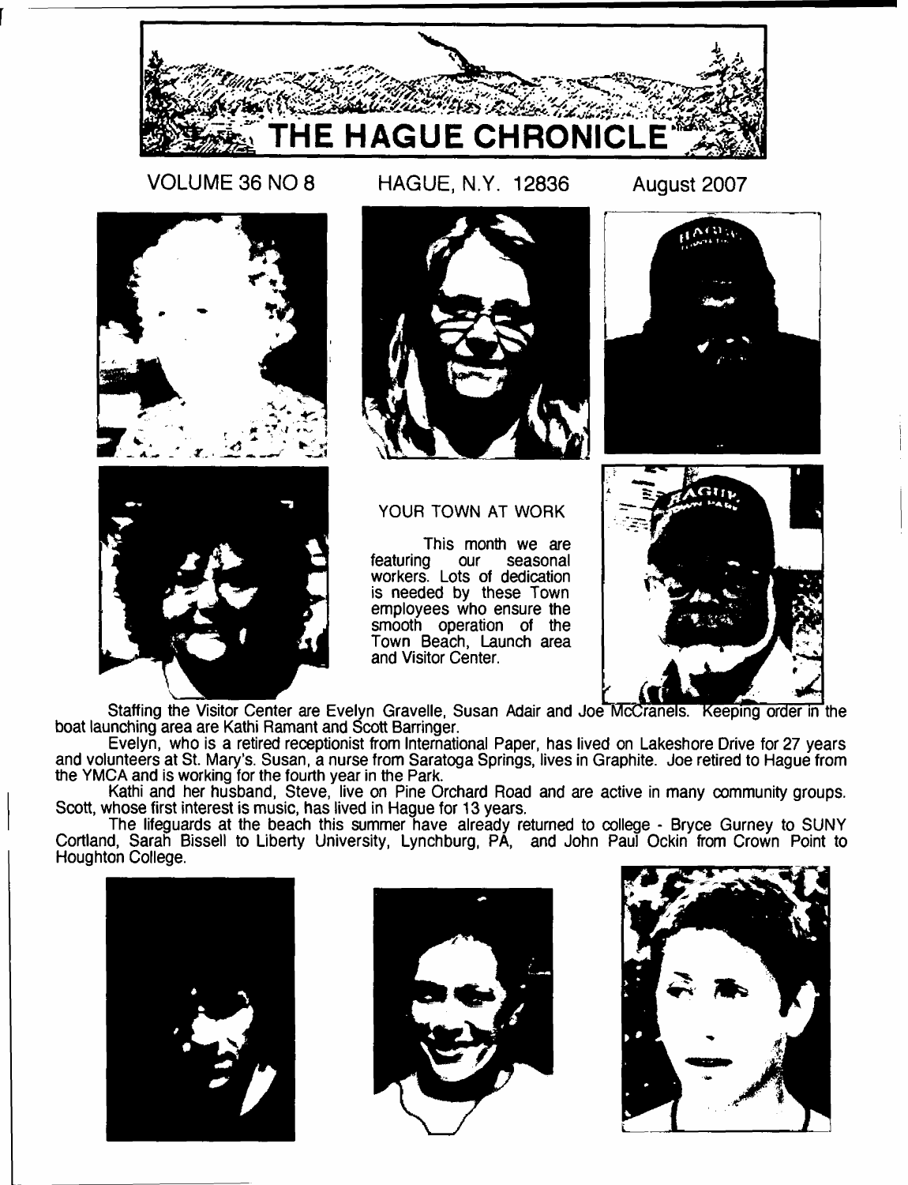# THE HAGUE CHRONICLE

VOLUME 36 NO 8 HAGUE, N.Y. 12836 August 2007

## YOUR TOWN AT WORK

This month we are featuring our seasonal workers. Lots of dedication is needed by these Town employees who ensure the smooth operation of the Town Beach, Launch area and Visitor Center.

Staffing the Visitor Center are Evelyn Gravelle, Susan Adair and Joe McCranels. Keeping order in the boat launching area are Kathi Ramant and Scott Barringer.

Evelyn, who is a retired receptionist from International Paper, has lived on Lakeshore Drive for 27 years and volunteers at St. Mary's. Susan, a nurse from Saratoga Springs, lives in Graphite. Joe retired to Hague from the YMCA and is working for the fourth year in the Park.

Kathi and her husband, Steve, live on Pine Orchard Road and are active in many community groups. Scott, whose first interest is music, has lived in Hague for 13 years.

The lifeguards at the beach this summer have already returned to college - Bryce Gurney to SUNY Cortland, Sarah Bissell to Liberty University, Lynchburg, PA, and John Paul Ockin from Crown Point to Houghton College.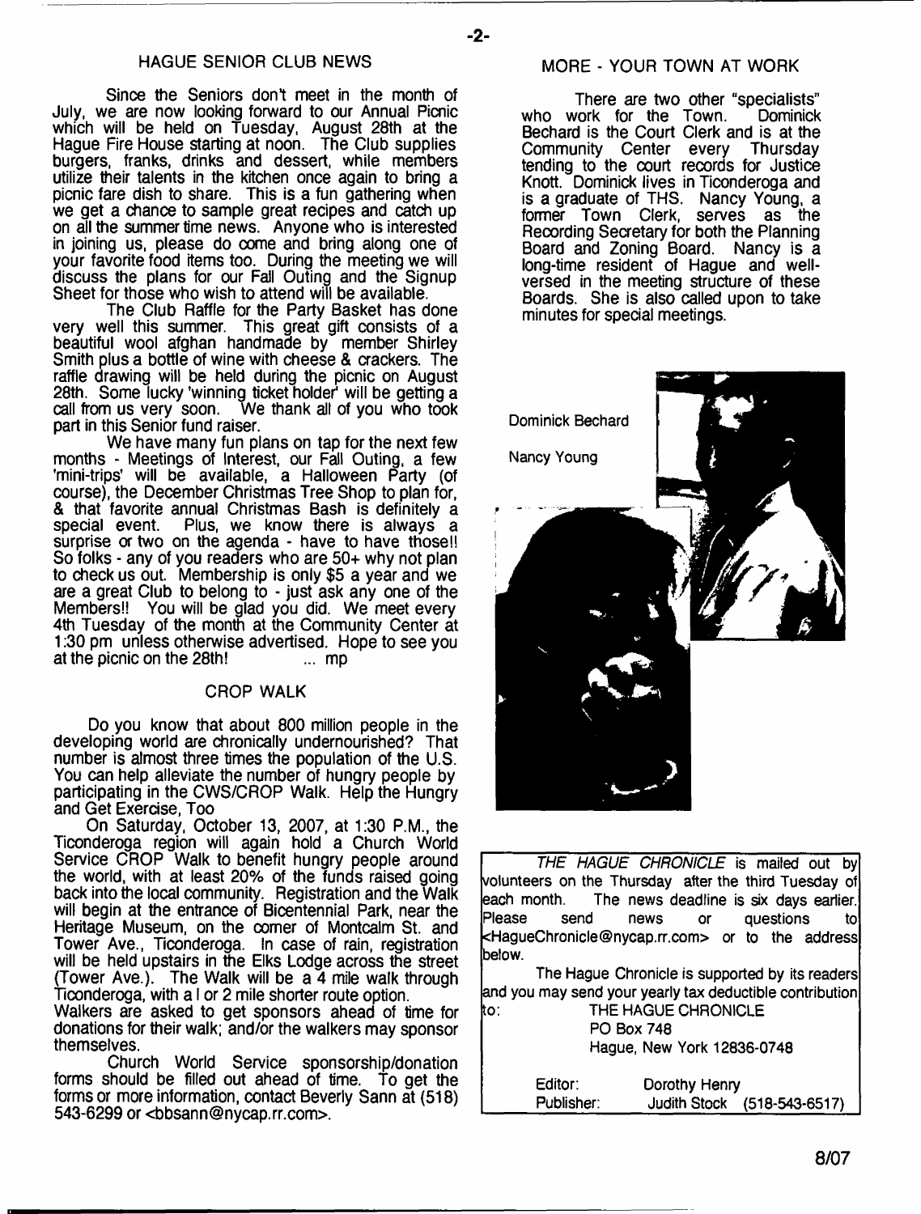## HAGUE SENIOR CLUB NEWS

Since the Seniors don't meet in the month of July, we are now looking forward to our Annual Picnic which will be held on Tuesday, August 28th at the Hague Fire House starting at noon. The Club supplies burgers, franks, drinks and dessert, while members utilize their talents in the kitchen once again to bring a picnic fare dish to share. This is a fun gathering when we get a chance to sample great recipes and catch up on all the summer time news. Anyone who is interested in joining us, please do come and bring along one of your favorite food items too. During the meeting we will discuss the plans for our Fall Outing and the Signup Sheet for those who wish to attend will be available.

The Club Raffle for the Party Basket has done very well this summer. This great gift consists of a beautiful wool afghan handmade by member Shirley Smith plus a bottle of wine with cheese & crackers. The raffle drawing will be held during the picnic on August 28th. Some lucky 'winning ticket holder' will be getting a call from us very soon. We thank all of you who took part in this Senior fund raiser.

We have many fun plans on tap for the next few months - Meetings of Interest, our Fall Outing, a few 'mini-trips' will be available, a Halloween Party (of course), the December Christmas Tree Shop to plan for, & that favorite annual Christmas Bash is definitely a special event. Plus, we know there is always a surprise or two on the agenda - have to have those!! So folks - any of you readers who are 50+ why not plan to check us out. Membership is only $5 a year and we are a great Club to belong to - just ask any one of the Members!! You will be glad you did. We meet every 4th Tuesday of the month at the Community Center at 1:30 pm unless otherwise advertised. Hope to see you at the picnic on the 28th! ... mp

## CROP WALK

Do you know that about 800 million people in the developing world are chronically undernourished? That number is almost three times the population of the U.S. You can help alleviate the number of hungry people by participating in the CWS/CROP Walk. Help the Hungry and Get Exercise, Too

On Saturday, October 13, 2007, at 1:30 P.M., the Ticonderoga region will again hold a Church World Service CROP Walk to benefit hungry people around the world, with at least 20% of the funds raised going back into the local community. Registration and the Walk will begin at the entrance of Bicentennial Park, near the Heritage Museum, on the corner of Montcalm St. and Tower Ave., Ticonderoga. In case of rain, registration will be held upstairs in the Elks Lodge across the street (Tower Ave.). The Walk will be a 4 mile walk through Ticonderoga, with a l or 2 mile shorter route option.

Walkers are asked to get sponsors ahead of time for donations for their walk; and/or the walkers may sponsor themselves.

Church World Service sponsorship/donation forms should be filled out ahead of time. To get the forms or more information, contact Beverly Sann at (518) 543-6299 or <bbsann@nycap.rr.com>.

## MORE - YOUR TOWN AT WORK

There are two other "specialists" who work for the Town. Dominick Bechard is the Court Clerk and is at the Community Center every Thursday tending to the court records for Justice Knott. Dominick lives in Ticonderoga and is a graduate of THS. Nancy Young, a former Town Clerk, serves as the Recording Secretary for both the Planning Board and Zoning Board. Nancy is a long-time resident of Hague and well-versed in the meeting structure of these Boards. She is also called upon to take minutes for special meetings.

Dominick Bechard

Nancy Young

*THE HAGUE CHRONICLE* is mailed out by volunteers on the Thursday after the third Tuesday of each month. The news deadline is six days earlier. Please send news or questions to <HagueChronicle@nycap.rr.com> or to the address below.

The Hague Chronicle is supported by its readers and you may send your yearly tax deductible contribution to:

THE HAGUE CHRONICLE
PO Box 748
Hague, New York 12836-0748

Editor: Dorothy Henry
Publisher: Judith Stock (518-543-6517)

8/07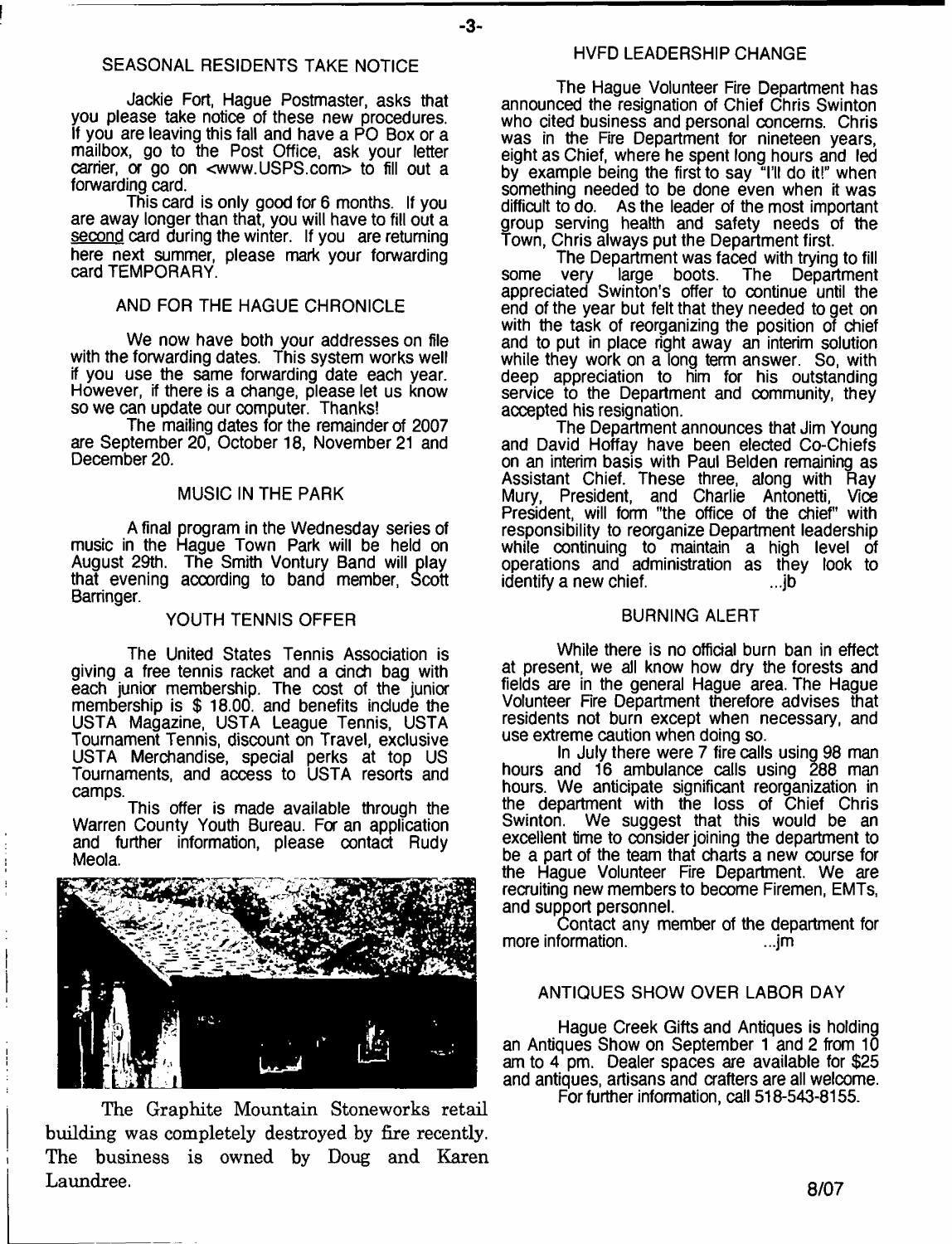## SEASONAL RESIDENTS TAKE NOTICE

Jackie Fort, Hague Postmaster, asks that you please take notice of these new procedures. If you are leaving this fall and have a PO Box or a mailbox, go to the Post Office, ask your letter carrier, or go on <www.USPS.com> to fill out a forwarding card.

This card is only good for 6 months. If you are away longer than that, you will have to fill out a second card during the winter. If you are returning here next summer, please mark your forwarding card TEMPORARY.

## AND FOR THE HAGUE CHRONICLE

We now have both your addresses on file with the forwarding dates. This system works well if you use the same forwarding date each year. However, if there is a change, please let us know so we can update our computer. Thanks!

The mailing dates for the remainder of 2007 are September 20, October 18, November 21 and December 20.

## MUSIC IN THE PARK

A final program in the Wednesday series of music in the Hague Town Park will be held on August 29th. The Smith Vontury Band will play that evening according to band member, Scott Barringer.

## YOUTH TENNIS OFFER

The United States Tennis Association is giving a free tennis racket and a cinch bag with each junior membership. The cost of the junior membership is $ 18.00. and benefits include the USTA Magazine, USTA League Tennis, USTA Tournament Tennis, discount on Travel, exclusive USTA Merchandise, special perks at top US Tournaments, and access to USTA resorts and camps.

This offer is made available through the Warren County Youth Bureau. For an application and further information, please contact Rudy Meola.

The Graphite Mountain Stoneworks retail building was completely destroyed by fire recently. The business is owned by Doug and Karen Laundree.

## HVFD LEADERSHIP CHANGE

The Hague Volunteer Fire Department has announced the resignation of Chief Chris Swinton who cited business and personal concerns. Chris was in the Fire Department for nineteen years, eight as Chief, where he spent long hours and led by example being the first to say "I'll do it!" when something needed to be done even when it was difficult to do. As the leader of the most important group serving health and safety needs of the Town, Chris always put the Department first.

The Department was faced with trying to fill some very large boots. The Department appreciated Swinton's offer to continue until the end of the year but felt that they needed to get on with the task of reorganizing the position of chief and to put in place right away an interim solution while they work on a long term answer. So, with deep appreciation to him for his outstanding service to the Department and community, they accepted his resignation.

The Department announces that Jim Young and David Hoffay have been elected Co-Chiefs on an interim basis with Paul Belden remaining as Assistant Chief. These three, along with Ray Mury, President, and Charlie Antonetti, Vice President, will form "the office of the chief" with responsibility to reorganize Department leadership while continuing to maintain a high level of operations and administration as they look to identify a new chief. ...jb

## BURNING ALERT

While there is no official burn ban in effect at present, we all know how dry the forests and fields are in the general Hague area. The Hague Volunteer Fire Department therefore advises that residents not burn except when necessary, and use extreme caution when doing so.

In July there were 7 fire calls using 98 man hours and 16 ambulance calls using 288 man hours. We anticipate significant reorganization in the department with the loss of Chief Chris Swinton. We suggest that this would be an excellent time to consider joining the department to be a part of the team that charts a new course for the Hague Volunteer Fire Department. We are recruiting new members to become Firemen, EMTs, and support personnel.

Contact any member of the department for more information. ...jm

## ANTIQUES SHOW OVER LABOR DAY

Hague Creek Gifts and Antiques is holding an Antiques Show on September 1 and 2 from 10 am to 4 pm. Dealer spaces are available for $25 and antiques, artisans and crafters are all welcome.

For further information, call 518-543-8155.

8/07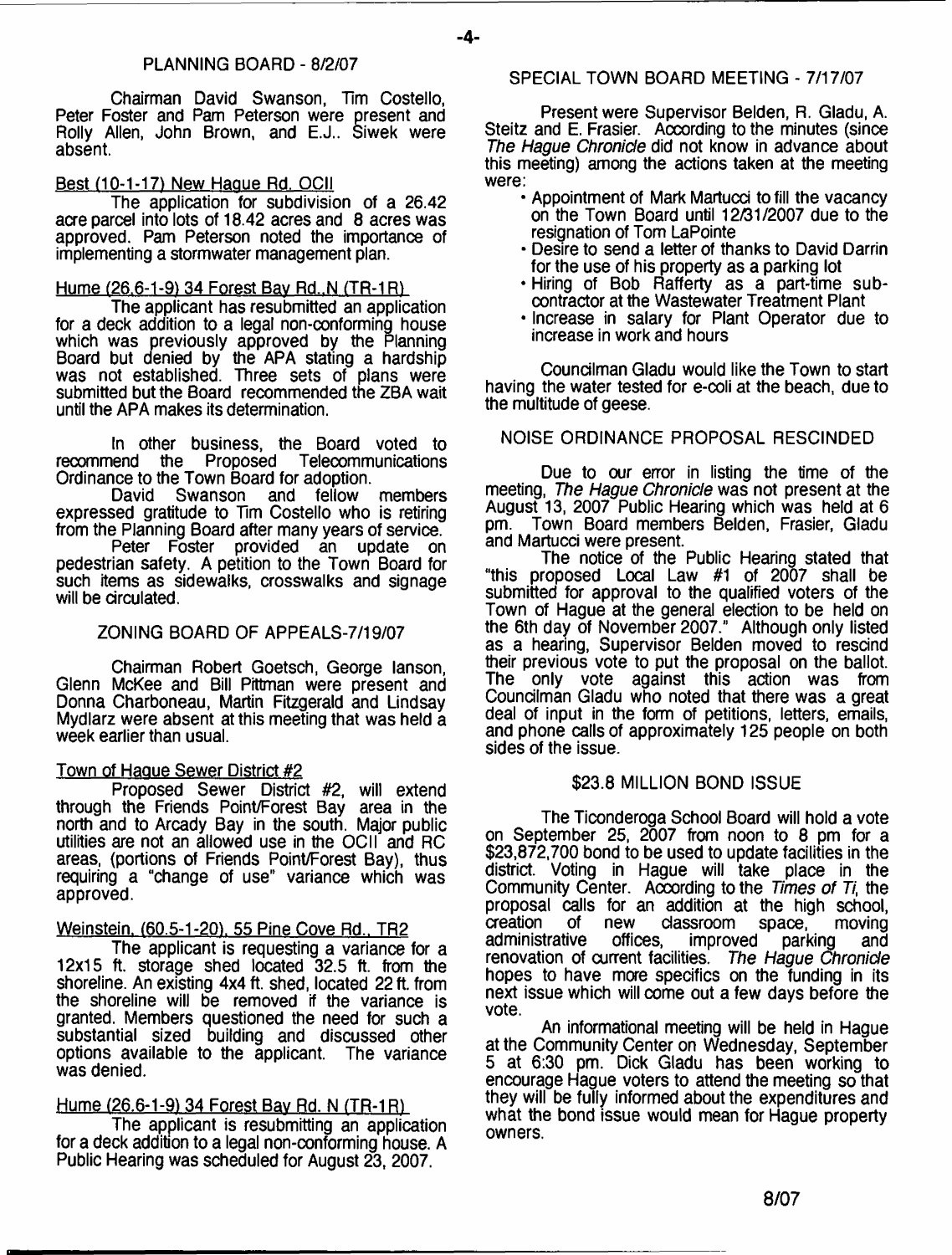## PLANNING BOARD - 8/2/07

Chairman David Swanson, Tim Costello, Peter Foster and Pam Peterson were present and Rolly Allen, John Brown, and E.J.. Siwek were absent.

Best (10-1-17) New Hague Rd. OCII

The application for subdivision of a 26.42 acre parcel into lots of 18.42 acres and 8 acres was approved. Pam Peterson noted the importance of implementing a stormwater management plan.

Hume (26.6-1-9) 34 Forest Bay Rd. N (TR-1R)

The applicant has resubmitted an application for a deck addition to a legal non-conforming house which was previously approved by the Planning Board but denied by the APA stating a hardship was not established. Three sets of plans were submitted but the Board recommended the ZBA wait until the APA makes its determination.

In other business, the Board voted to recommend the Proposed Telecommunications Ordinance to the Town Board for adoption.

David Swanson and fellow members expressed gratitude to Tim Costello who is retiring from the Planning Board after many years of service.

Peter Foster provided an update on pedestrian safety. A petition to the Town Board for such items as sidewalks, crosswalks and signage will be circulated.

## ZONING BOARD OF APPEALS-7/19/07

Chairman Robert Goetsch, George Ianson, Glenn McKee and Bill Pittman were present and Donna Charboneau, Martin Fitzgerald and Lindsay Mydlarz were absent at this meeting that was held a week earlier than usual.

Town of Hague Sewer District #2

Proposed Sewer District #2, will extend through the Friends Point/Forest Bay area in the north and to Arcady Bay in the south. Major public utilities are not an allowed use in the OCII and RC areas, (portions of Friends Point/Forest Bay), thus requiring a "change of use" variance which was approved.

Weinstein, (60.5-1-20), 55 Pine Cove Rd., TR2

The applicant is requesting a variance for a 12x15 ft. storage shed located 32.5 ft. from the shoreline. An existing 4x4 ft. shed, located 22 ft. from the shoreline will be removed if the variance is granted. Members questioned the need for such a substantial sized building and discussed other options available to the applicant. The variance was denied.

Hume (26.6-1-9) 34 Forest Bay Rd. N (TR-1R)

The applicant is resubmitting an application for a deck addition to a legal non-conforming house. A Public Hearing was scheduled for August 23, 2007.

## SPECIAL TOWN BOARD MEETING - 7/17/07

Present were Supervisor Belden, R. Gladu, A. Steitz and E. Frasier. According to the minutes (since *The Hague Chronicle* did not know in advance about this meeting) among the actions taken at the meeting were:

- Appointment of Mark Martucci to fill the vacancy on the Town Board until 12/31/2007 due to the resignation of Tom LaPointe
- Desire to send a letter of thanks to David Darrin for the use of his property as a parking lot
- Hiring of Bob Rafferty as a part-time sub-contractor at the Wastewater Treatment Plant
- Increase in salary for Plant Operator due to increase in work and hours

Councilman Gladu would like the Town to start having the water tested for e-coli at the beach, due to the multitude of geese.

## NOISE ORDINANCE PROPOSAL RESCINDED

Due to our error in listing the time of the meeting, *The Hague Chronicle* was not present at the August 13, 2007 Public Hearing which was held at 6 pm. Town Board members Belden, Frasier, Gladu and Martucci were present.

The notice of the Public Hearing stated that "this proposed Local Law #1 of 2007 shall be submitted for approval to the qualified voters of the Town of Hague at the general election to be held on the 6th day of November 2007." Although only listed as a hearing, Supervisor Belden moved to rescind their previous vote to put the proposal on the ballot. The only vote against this action was from Councilman Gladu who noted that there was a great deal of input in the form of petitions, letters, emails, and phone calls of approximately 125 people on both sides of the issue.

## $23.8 MILLION BOND ISSUE

The Ticonderoga School Board will hold a vote on September 25, 2007 from noon to 8 pm for a $23,872,700 bond to be used to update facilities in the district. Voting in Hague will take place in the Community Center. According to the *Times of Ti*, the proposal calls for an addition at the high school, creation of new classroom space, moving administrative offices, improved parking and renovation of current facilities. *The Hague Chronicle* hopes to have more specifics on the funding in its next issue which will come out a few days before the vote.

An informational meeting will be held in Hague at the Community Center on Wednesday, September 5 at 6:30 pm. Dick Gladu has been working to encourage Hague voters to attend the meeting so that they will be fully informed about the expenditures and what the bond issue would mean for Hague property owners.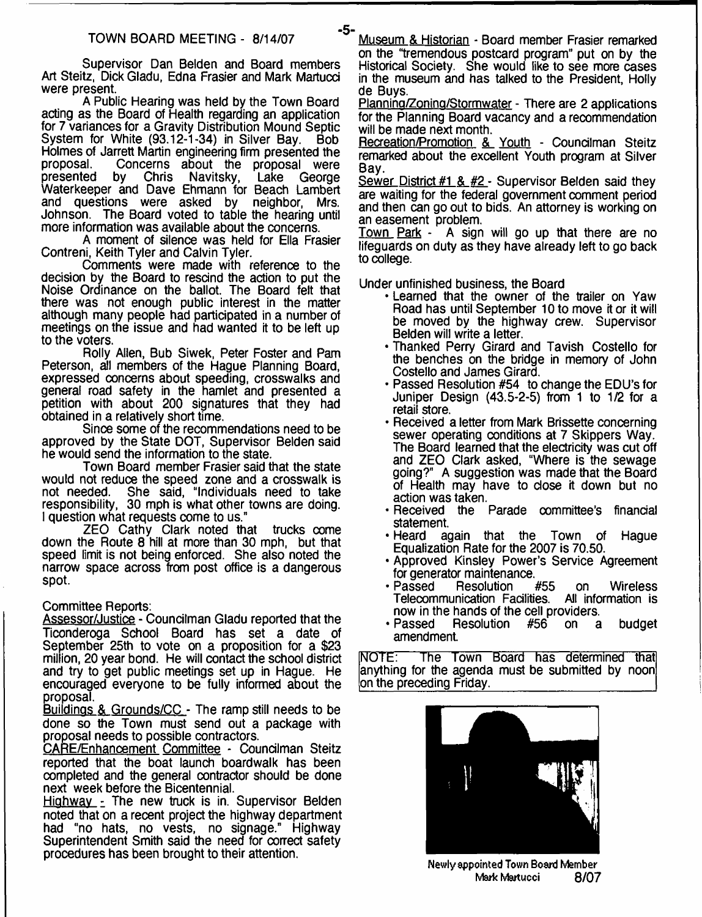## TOWN BOARD MEETING - 8/14/07

Supervisor Dan Belden and Board members Art Steitz, Dick Gladu, Edna Frasier and Mark Martucci were present.

A Public Hearing was held by the Town Board acting as the Board of Health regarding an application for 7 variances for a Gravity Distribution Mound Septic System for White (93.12-1-34) in Silver Bay. Bob Holmes of Jarrett Martin engineering firm presented the proposal. Concerns about the proposal were presented by Chris Navitsky, Lake George Waterkeeper and Dave Ehmann for Beach Lambert and questions were asked by neighbor, Mrs. Johnson. The Board voted to table the hearing until more information was available about the concerns.

A moment of silence was held for Ella Frasier Contreni, Keith Tyler and Calvin Tyler.

Comments were made with reference to the decision by the Board to rescind the action to put the Noise Ordinance on the ballot. The Board felt that there was not enough public interest in the matter although many people had participated in a number of meetings on the issue and had wanted it to be left up to the voters.

Rolly Allen, Bub Siwek, Peter Foster and Pam Peterson, all members of the Hague Planning Board, expressed concerns about speeding, crosswalks and general road safety in the hamlet and presented a petition with about 200 signatures that they had obtained in a relatively short time.

Since some of the recommendations need to be approved by the State DOT, Supervisor Belden said he would send the information to the state.

Town Board member Frasier said that the state would not reduce the speed zone and a crosswalk is not needed. She said, "Individuals need to take responsibility, 30 mph is what other towns are doing. I question what requests come to us."

ZEO Cathy Clark noted that trucks come down the Route 8 hill at more than 30 mph, but that speed limit is not being enforced. She also noted the narrow space across from post office is a dangerous spot.

Committee Reports:

Assessor/Justice - Councilman Gladu reported that the Ticonderoga School Board has set a date of September 25th to vote on a proposition for a $23 million, 20 year bond. He will contact the school district and try to get public meetings set up in Hague. He encouraged everyone to be fully informed about the proposal.

Buildings & Grounds/CC - The ramp still needs to be done so the Town must send out a package with proposal needs to possible contractors.

CARE/Enhancement Committee - Councilman Steitz reported that the boat launch boardwalk has been completed and the general contractor should be done next week before the Bicentennial.

Highway - The new truck is in. Supervisor Belden noted that on a recent project the highway department had "no hats, no vests, no signage." Highway Superintendent Smith said the need for correct safety procedures has been brought to their attention.

Museum & Historian - Board member Frasier remarked on the "tremendous postcard program" put on by the Historical Society. She would like to see more cases in the museum and has talked to the President, Holly de Buys.

Planning/Zoning/Stormwater - There are 2 applications for the Planning Board vacancy and a recommendation will be made next month.

Recreation/Promotion & Youth - Councilman Steitz remarked about the excellent Youth program at Silver Bay.

Sewer District #1 & #2 - Supervisor Belden said they are waiting for the federal government comment period and then can go out to bids. An attorney is working on an easement problem.

Town Park - A sign will go up that there are no lifeguards on duty as they have already left to go back to college.

Under unfinished business, the Board

- Learned that the owner of the trailer on Yaw Road has until September 10 to move it or it will be moved by the highway crew. Supervisor Belden will write a letter.
- Thanked Perry Girard and Tavish Costello for the benches on the bridge in memory of John Costello and James Girard.
- Passed Resolution #54 to change the EDU's for Juniper Design (43.5-2-5) from 1 to 1/2 for a retail store.
- Received a letter from Mark Brissette concerning sewer operating conditions at 7 Skippers Way. The Board learned that the electricity was cut off and ZEO Clark asked, "Where is the sewage going?" A suggestion was made that the Board of Health may have to close it down but no action was taken.
- Received the Parade committee's financial statement.
- Heard again that the Town of Hague Equalization Rate for the 2007 is 70.50.
- Approved Kinsley Power's Service Agreement for generator maintenance.
- Passed Resolution #55 on Wireless Telecommunication Facilities. All information is now in the hands of the cell providers.
- Passed Resolution #56 on a budget amendment.

NOTE: The Town Board has determined that anything for the agenda must be submitted by noon on the preceding Friday.

Newly appointed Town Board Member Mark Martucci 8/07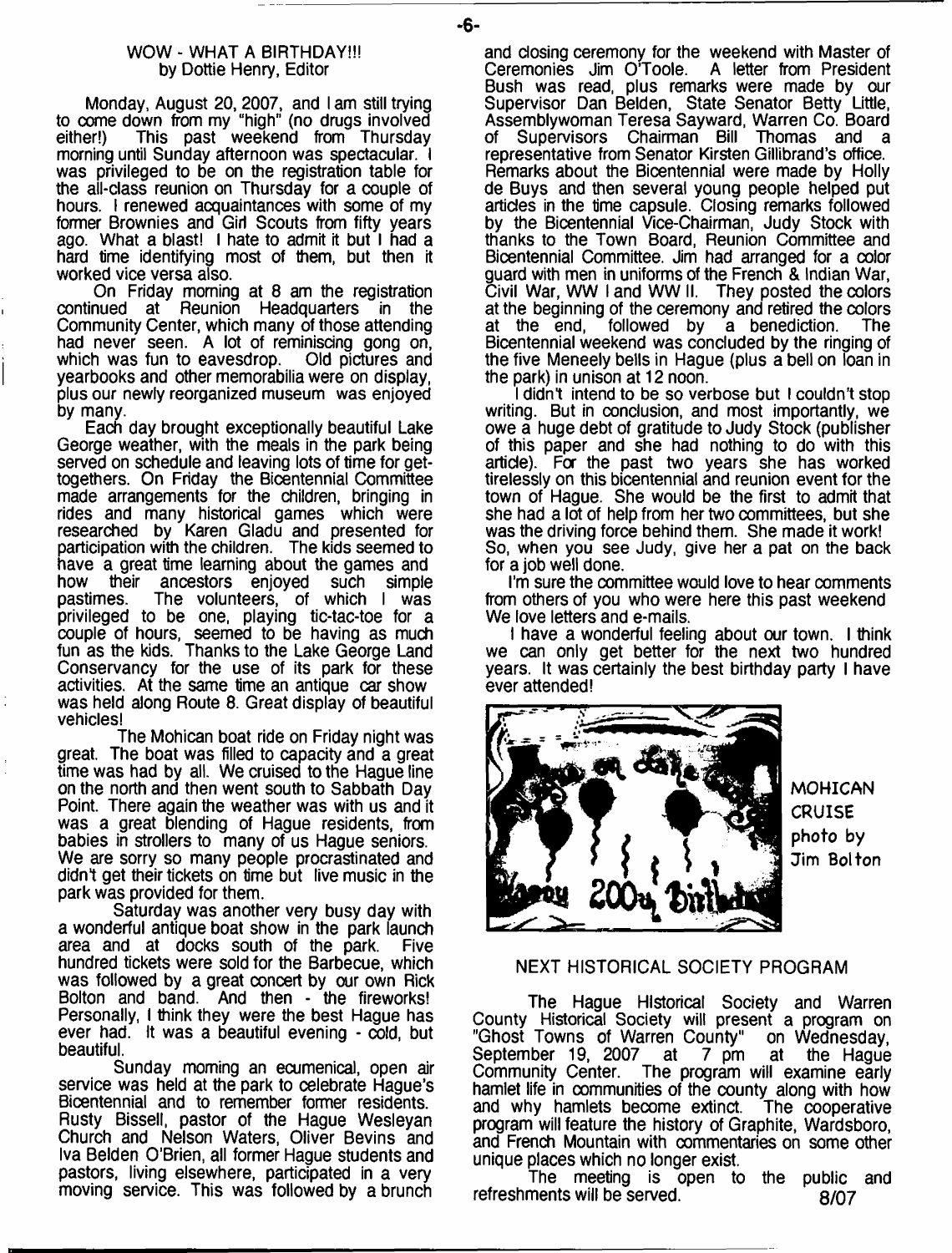## WOW - WHAT A BIRTHDAY!!!
by Dottie Henry, Editor

Monday, August 20, 2007, and I am still trying to come down from my "high" (no drugs involved either!) This past weekend from Thursday morning until Sunday afternoon was spectacular. I was privileged to be on the registration table for the all-class reunion on Thursday for a couple of hours. I renewed acquaintances with some of my former Brownies and Girl Scouts from fifty years ago. What a blast! I hate to admit it but I had a hard time identifying most of them, but then it worked vice versa also.

On Friday morning at 8 am the registration continued at Reunion Headquarters in the Community Center, which many of those attending had never seen. A lot of reminiscing gong on, which was fun to eavesdrop. Old pictures and yearbooks and other memorabilia were on display, plus our newly reorganized museum was enjoyed by many.

Each day brought exceptionally beautiful Lake George weather, with the meals in the park being served on schedule and leaving lots of time for get-togethers. On Friday the Bicentennial Committee made arrangements for the children, bringing in rides and many historical games which were researched by Karen Gladu and presented for participation with the children. The kids seemed to have a great time learning about the games and how their ancestors enjoyed such simple pastimes. The volunteers, of which I was privileged to be one, playing tic-tac-toe for a couple of hours, seemed to be having as much fun as the kids. Thanks to the Lake George Land Conservancy for the use of its park for these activities. At the same time an antique car show was held along Route 8. Great display of beautiful vehicles!

The Mohican boat ride on Friday night was great. The boat was filled to capacity and a great time was had by all. We cruised to the Hague line on the north and then went south to Sabbath Day Point. There again the weather was with us and it was a great blending of Hague residents, from babies in strollers to many of us Hague seniors. We are sorry so many people procrastinated and didn't get their tickets on time but live music in the park was provided for them.

Saturday was another very busy day with a wonderful antique boat show in the park launch area and at docks south of the park. Five hundred tickets were sold for the Barbecue, which was followed by a great concert by our own Rick Bolton and band. And then - the fireworks! Personally, I think they were the best Hague has ever had. It was a beautiful evening - cold, but beautiful.

Sunday morning an ecumenical, open air service was held at the park to celebrate Hague's Bicentennial and to remember former residents. Rusty Bissell, pastor of the Hague Wesleyan Church and Nelson Waters, Oliver Bevins and Iva Belden O'Brien, all former Hague students and pastors, living elsewhere, participated in a very moving service. This was followed by a brunch and closing ceremony for the weekend with Master of Ceremonies Jim O'Toole. A letter from President Bush was read, plus remarks were made by our Supervisor Dan Belden, State Senator Betty Little, Assemblywoman Teresa Sayward, Warren Co. Board of Supervisors Chairman Bill Thomas and a representative from Senator Kirsten Gillibrand's office. Remarks about the Bicentennial were made by Holly de Buys and then several young people helped put articles in the time capsule. Closing remarks followed by the Bicentennial Vice-Chairman, Judy Stock with thanks to the Town Board, Reunion Committee and Bicentennial Committee. Jim had arranged for a color guard with men in uniforms of the French & Indian War, Civil War, WW I and WW II. They posted the colors at the beginning of the ceremony and retired the colors at the end, followed by a benediction. The Bicentennial weekend was concluded by the ringing of the five Meneely bells in Hague (plus a bell on loan in the park) in unison at 12 noon.

I didn't intend to be so verbose but I couldn't stop writing. But in conclusion, and most importantly, we owe a huge debt of gratitude to Judy Stock (publisher of this paper and she had nothing to do with this article). For the past two years she has worked tirelessly on this bicentennial and reunion event for the town of Hague. She would be the first to admit that she had a lot of help from her two committees, but she was the driving force behind them. She made it work! So, when you see Judy, give her a pat on the back for a job well done.

I'm sure the committee would love to hear comments from others of you who were here this past weekend We love letters and e-mails.

I have a wonderful feeling about our town. I think we can only get better for the next two hundred years. It was certainly the best birthday party I have ever attended!

MOHICAN CRUISE photo by Jim Bolton

## NEXT HISTORICAL SOCIETY PROGRAM

The Hague Historical Society and Warren County Historical Society will present a program on "Ghost Towns of Warren County" on Wednesday, September 19, 2007 at 7 pm at the Hague Community Center. The program will examine early hamlet life in communities of the county along with how and why hamlets become extinct. The cooperative program will feature the history of Graphite, Wardsboro, and French Mountain with commentaries on some other unique places which no longer exist.

The meeting is open to the public and refreshments will be served.

8/07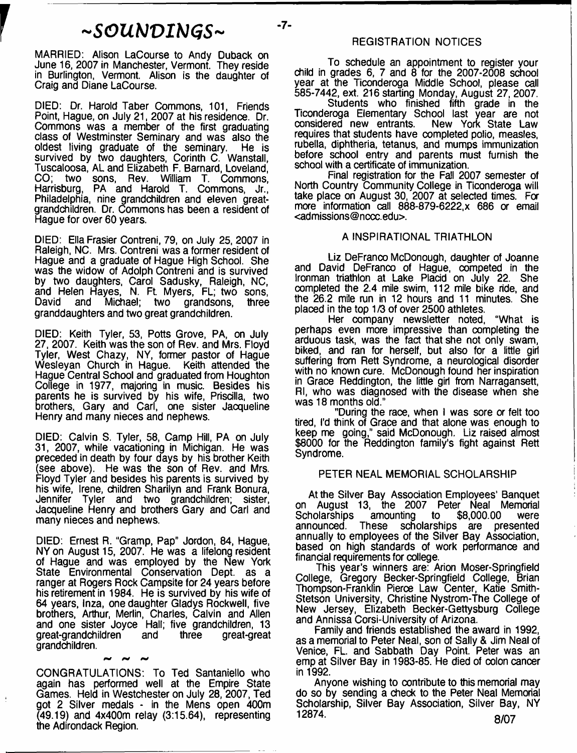# ~SOUNDINGS~

MARRIED: Alison LaCourse to Andy Duback on June 16, 2007 in Manchester, Vermont. They reside in Burlington, Vermont. Alison is the daughter of Craig and Diane LaCourse.

DIED: Dr. Harold Taber Commons, 101, Friends Point, Hague, on July 21, 2007 at his residence. Dr. Commons was a member of the first graduating class of Westminster Seminary and was also the oldest living graduate of the seminary. He is survived by two daughters, Corinth C. Wanstall, Tuscaloosa, AL and Elizabeth F. Barnard, Loveland, CO; two sons, Rev. William T. Commons, Harrisburg, PA and Harold T. Commons, Jr., Philadelphia, nine grandchildren and eleven great-grandchildren. Dr. Commons has been a resident of Hague for over 60 years.

DIED: Ella Frasier Contreni, 79, on July 25, 2007 in Raleigh, NC. Mrs. Contreni was a former resident of Hague and a graduate of Hague High School. She was the widow of Adolph Contreni and is survived by two daughters, Carol Sadusky, Raleigh, NC, and Helen Hayes, N. Ft. Myers, FL; two sons, David and Michael; two grandsons, three granddaughters and two great grandchildren.

DIED: Keith Tyler, 53, Potts Grove, PA, on July 27, 2007. Keith was the son of Rev. and Mrs. Floyd Tyler, West Chazy, NY, former pastor of Hague Wesleyan Church in Hague. Keith attended the Hague Central School and graduated from Houghton College in 1977, majoring in music. Besides his parents he is survived by his wife, Priscilla, two brothers, Gary and Carl, one sister Jacqueline Henry and many nieces and nephews.

DIED: Calvin S. Tyler, 58, Camp Hill, PA on July 31, 2007, while vacationing in Michigan. He was preceded in death by four days by his brother Keith (see above). He was the son of Rev. and Mrs. Floyd Tyler and besides his parents is survived by his wife, Irene, children Sharilyn and Frank Bonura, Jennifer Tyler and two grandchildren; sister, Jacqueline Henry and brothers Gary and Carl and many nieces and nephews.

DIED: Ernest R. "Gramp, Pap" Jordon, 84, Hague, NY on August 15, 2007. He was a lifelong resident of Hague and was employed by the New York State Environmental Conservation Dept. as a ranger at Rogers Rock Campsite for 24 years before his retirement in 1984. He is survived by his wife of 64 years, Inza, one daughter Gladys Rockwell, five brothers, Arthur, Merlin, Charles, Calvin and Allen and one sister Joyce Hall; five grandchildren, 13 great-grandchildren and three great-great grandchildren.

~ ~ ~

CONGRATULATIONS: To Ted Santaniello who again has performed well at the Empire State Games. Held in Westchester on July 28, 2007, Ted got 2 Silver medals - in the Mens open 400m (49.19) and 4x400m relay (3:15.64), representing the Adirondack Region.

## REGISTRATION NOTICES

To schedule an appointment to register your child in grades 6, 7 and 8 for the 2007-2008 school year at the Ticonderoga Middle School, please call 585-7442, ext. 216 starting Monday, August 27, 2007.

Students who finished fifth grade in the Ticonderoga Elementary School last year are not considered new entrants. New York State Law requires that students have completed polio, measles, rubella, diphtheria, tetanus, and mumps immunization before school entry and parents must furnish the school with a certificate of immunization.

Final registration for the Fall 2007 semester of North Country Community College in Ticonderoga will take place on August 30, 2007 at selected times. For more information call 888-879-6222,x 686 or email <admissions@nccc.edu>.

## A INSPIRATIONAL TRIATHLON

Liz DeFranco McDonough, daughter of Joanne and David DeFranco of Hague, competed in the Ironman triathlon at Lake Placid on July 22. She completed the 2.4 mile swim, 112 mile bike ride, and the 26.2 mile run in 12 hours and 11 minutes. She placed in the top 1/3 of over 2500 athletes.

Her company newsletter noted, "What is perhaps even more impressive than completing the arduous task, was the fact that she not only swam, biked, and ran for herself, but also for a little girl suffering from Rett Syndrome, a neurological disorder with no known cure. McDonough found her inspiration in Grace Reddington, the little girl from Narragansett, RI, who was diagnosed with the disease when she was 18 months old."

"During the race, when I was sore or felt too tired, I'd think of Grace and that alone was enough to keep me going," said McDonough. Liz raised almost $8000 for the Reddington family's fight against Rett Syndrome.

## PETER NEAL MEMORIAL SCHOLARSHIP

At the Silver Bay Association Employees' Banquet on August 13, the 2007 Peter Neal Memorial Scholarships amounting to $8,000.00 were announced. These scholarships are presented annually to employees of the Silver Bay Association, based on high standards of work performance and financial requirements for college.

This year's winners are: Arion Moser-Springfield College, Gregory Becker-Springfield College, Brian Thompson-Franklin Pierce Law Center, Katie Smith-Stetson University, Christine Nystrom-The College of New Jersey, Elizabeth Becker-Gettysburg College and Annissa Corsi-University of Arizona.

Family and friends established the award in 1992, as a memorial to Peter Neal, son of Sally & Jim Neal of Venice, FL. and Sabbath Day Point. Peter was an emp at Silver Bay in 1983-85. He died of colon cancer in 1992.

Anyone wishing to contribute to this memorial may do so by sending a check to the Peter Neal Memorial Scholarship, Silver Bay Association, Silver Bay, NY 12874.

8/07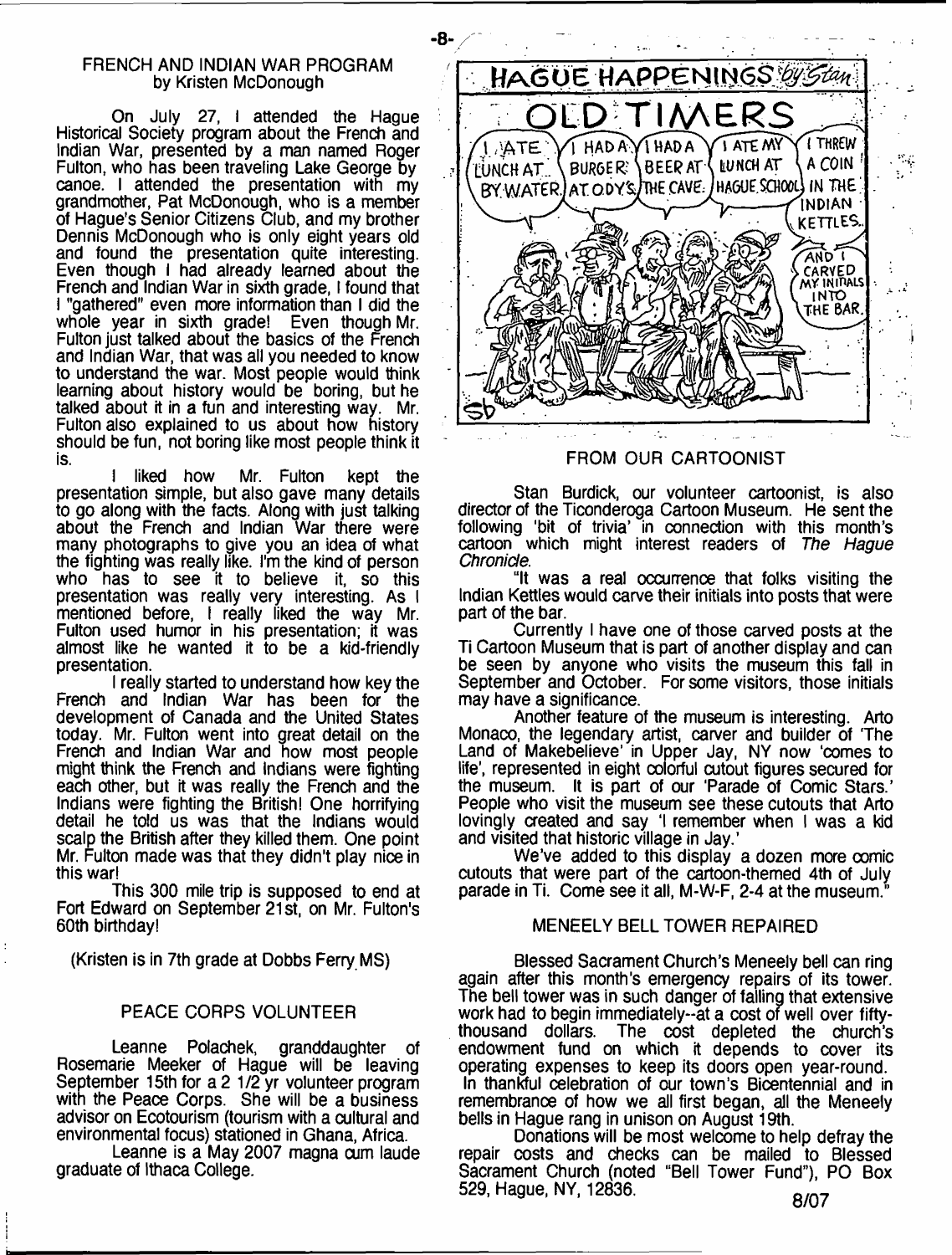## FRENCH AND INDIAN WAR PROGRAM
by Kristen McDonough

On July 27, I attended the Hague Historical Society program about the French and Indian War, presented by a man named Roger Fulton, who has been traveling Lake George by canoe. I attended the presentation with my grandmother, Pat McDonough, who is a member of Hague's Senior Citizens Club, and my brother Dennis McDonough who is only eight years old and found the presentation quite interesting. Even though I had already learned about the French and Indian War in sixth grade, I found that I "gathered" even more information than I did the whole year in sixth grade! Even though Mr. Fulton just talked about the basics of the French and Indian War, that was all you needed to know to understand the war. Most people would think learning about history would be boring, but he talked about it in a fun and interesting way. Mr. Fulton also explained to us about how history should be fun, not boring like most people think it is.

I liked how Mr. Fulton kept the presentation simple, but also gave many details to go along with the facts. Along with just talking about the French and Indian War there were many photographs to give you an idea of what the fighting was really like. I'm the kind of person who has to see it to believe it, so this presentation was really very interesting. As I mentioned before, I really liked the way Mr. Fulton used humor in his presentation; it was almost like he wanted it to be a kid-friendly presentation.

I really started to understand how key the French and Indian War has been for the development of Canada and the United States today. Mr. Fulton went into great detail on the French and Indian War and how most people might think the French and Indians were fighting each other, but it was really the French and the Indians were fighting the British! One horrifying detail he told us was that the Indians would scalp the British after they killed them. One point Mr. Fulton made was that they didn't play nice in this war!

This 300 mile trip is supposed to end at Fort Edward on September 21st, on Mr. Fulton's 60th birthday!

(Kristen is in 7th grade at Dobbs Ferry MS)

## PEACE CORPS VOLUNTEER

Leanne Polachek, granddaughter of Rosemarie Meeker of Hague will be leaving September 15th for a 2 1/2 yr volunteer program with the Peace Corps. She will be a business advisor on Ecotourism (tourism with a cultural and environmental focus) stationed in Ghana, Africa.

Leanne is a May 2007 magna cum laude graduate of Ithaca College.

## HAGUE HAPPENINGS by Stan

### OLD TIMERS

I ATE LUNCH AT... BY WATER. I HAD A BURGER AT ODY'S. I HAD A BEER AT THE CAVE. I ATE MY LUNCH AT HAGUE SCHOOL. I THREW A COIN IN THE INDIAN KETTLES. AND I CARVED MY INITIALS INTO THE BAR.

## FROM OUR CARTOONIST

Stan Burdick, our volunteer cartoonist, is also director of the Ticonderoga Cartoon Museum. He sent the following 'bit of trivia' in connection with this month's cartoon which might interest readers of *The Hague Chronicle.*

"It was a real occurrence that folks visiting the Indian Kettles would carve their initials into posts that were part of the bar.

Currently I have one of those carved posts at the Ti Cartoon Museum that is part of another display and can be seen by anyone who visits the museum this fall in September and October. For some visitors, those initials may have a significance.

Another feature of the museum is interesting. Arto Monaco, the legendary artist, carver and builder of 'The Land of Makebelieve' in Upper Jay, NY now 'comes to life', represented in eight colorful cutout figures secured for the museum. It is part of our 'Parade of Comic Stars.' People who visit the museum see these cutouts that Arto lovingly created and say 'I remember when I was a kid and visited that historic village in Jay.'

We've added to this display a dozen more comic cutouts that were part of the cartoon-themed 4th of July parade in Ti. Come see it all, M-W-F, 2-4 at the museum."

## MENEELY BELL TOWER REPAIRED

Blessed Sacrament Church's Meneely bell can ring again after this month's emergency repairs of its tower. The bell tower was in such danger of falling that extensive work had to begin immediately--at a cost of well over fifty-thousand dollars. The cost depleted the church's endowment fund on which it depends to cover its operating expenses to keep its doors open year-round. In thankful celebration of our town's Bicentennial and in remembrance of how we all first began, all the Meneely bells in Hague rang in unison on August 19th.

Donations will be most welcome to help defray the repair costs and checks can be mailed to Blessed Sacrament Church (noted "Bell Tower Fund"), PO Box 529, Hague, NY, 12836.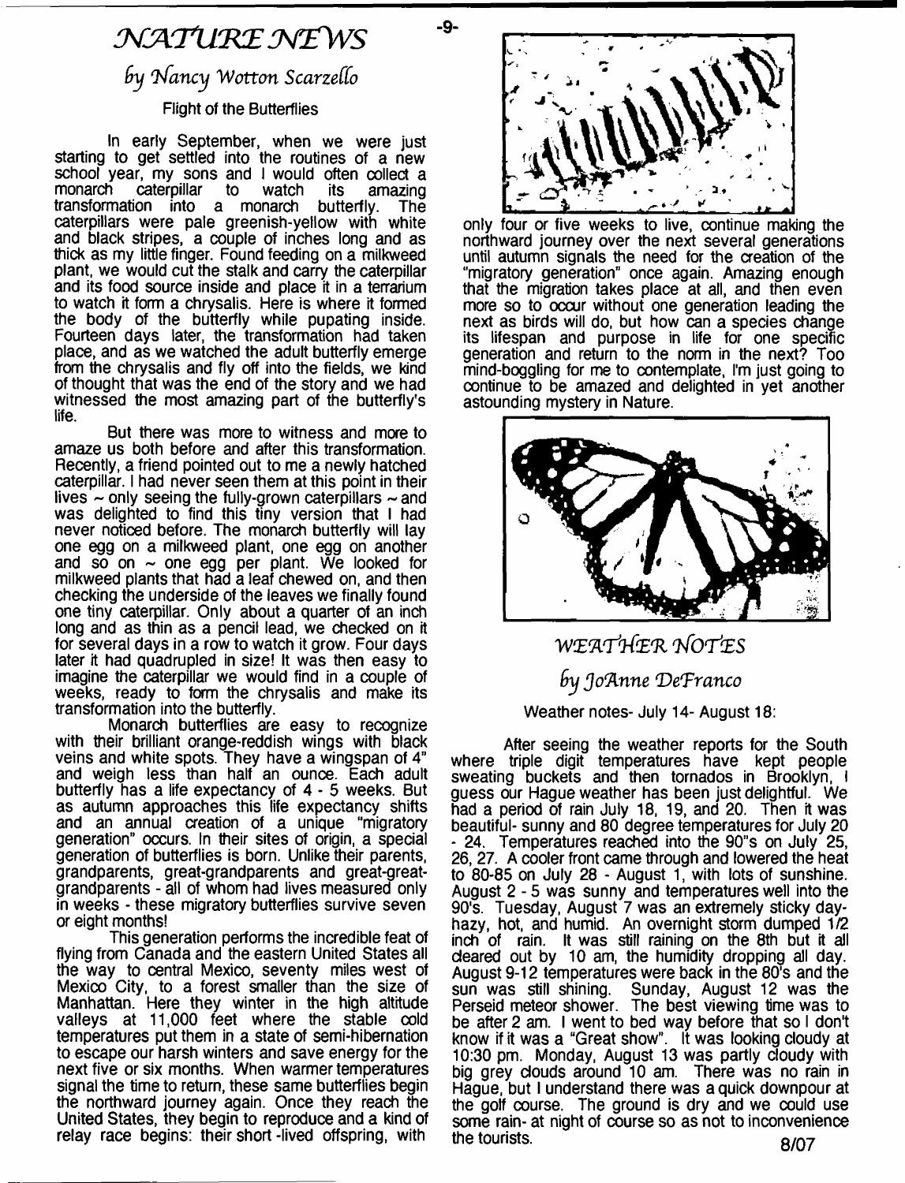# NATURE NEWS

## by Nancy Wotton Scarzello

### Flight of the Butterflies

In early September, when we were just starting to get settled into the routines of a new school year, my sons and I would often collect a monarch caterpillar to watch its amazing transformation into a monarch butterfly. The caterpillars were pale greenish-yellow with white and black stripes, a couple of inches long and as thick as my little finger. Found feeding on a milkweed plant, we would cut the stalk and carry the caterpillar and its food source inside and place it in a terrarium to watch it form a chrysalis. Here is where it formed the body of the butterfly while pupating inside. Fourteen days later, the transformation had taken place, and as we watched the adult butterfly emerge from the chrysalis and fly off into the fields, we kind of thought that was the end of the story and we had witnessed the most amazing part of the butterfly's life.

But there was more to witness and more to amaze us both before and after this transformation. Recently, a friend pointed out to me a newly hatched caterpillar. I had never seen them at this point in their lives ~ only seeing the fully-grown caterpillars ~ and was delighted to find this tiny version that I had never noticed before. The monarch butterfly will lay one egg on a milkweed plant, one egg on another and so on ~ one egg per plant. We looked for milkweed plants that had a leaf chewed on, and then checking the underside of the leaves we finally found one tiny caterpillar. Only about a quarter of an inch long and as thin as a pencil lead, we checked on it for several days in a row to watch it grow. Four days later it had quadrupled in size! It was then easy to imagine the caterpillar we would find in a couple of weeks, ready to form the chrysalis and make its transformation into the butterfly.

Monarch butterflies are easy to recognize with their brilliant orange-reddish wings with black veins and white spots. They have a wingspan of 4" and weigh less than half an ounce. Each adult butterfly has a life expectancy of 4 - 5 weeks. But as autumn approaches this life expectancy shifts and an annual creation of a unique "migratory generation" occurs. In their sites of origin, a special generation of butterflies is born. Unlike their parents, grandparents, great-grandparents and great-great-grandparents - all of whom had lives measured only in weeks - these migratory butterflies survive seven or eight months!

This generation performs the incredible feat of flying from Canada and the eastern United States all the way to central Mexico, seventy miles west of Mexico City, to a forest smaller than the size of Manhattan. Here they winter in the high altitude valleys at 11,000 feet where the stable cold temperatures put them in a state of semi-hibernation to escape our harsh winters and save energy for the next five or six months. When warmer temperatures signal the time to return, these same butterflies begin the northward journey again. Once they reach the United States, they begin to reproduce and a kind of relay race begins: their short-lived offspring, with only four or five weeks to live, continue making the northward journey over the next several generations until autumn signals the need for the creation of the "migratory generation" once again. Amazing enough that the migration takes place at all, and then even more so to occur without one generation leading the next as birds will do, but how can a species change its lifespan and purpose in life for one specific generation and return to the norm in the next? Too mind-boggling for me to contemplate, I'm just going to continue to be amazed and delighted in yet another astounding mystery in Nature.

# WEATHER NOTES

## by JoAnne DeFranco

Weather notes- July 14- August 18:

After seeing the weather reports for the South where triple digit temperatures have kept people sweating buckets and then tornados in Brooklyn, I guess our Hague weather has been just delightful. We had a period of rain July 18, 19, and 20. Then it was beautiful- sunny and 80 degree temperatures for July 20 - 24. Temperatures reached into the 90"s on July 25, 26, 27. A cooler front came through and lowered the heat to 80-85 on July 28 - August 1, with lots of sunshine. August 2 - 5 was sunny and temperatures well into the 90's. Tuesday, August 7 was an extremely sticky day-hazy, hot, and humid. An overnight storm dumped 1/2 inch of rain. It was still raining on the 8th but it all cleared out by 10 am, the humidity dropping all day. August 9-12 temperatures were back in the 80's and the sun was still shining. Sunday, August 12 was the Perseid meteor shower. The best viewing time was to be after 2 am. I went to bed way before that so I don't know if it was a "Great show". It was looking cloudy at 10:30 pm. Monday, August 13 was partly cloudy with big grey clouds around 10 am. There was no rain in Hague, but I understand there was a quick downpour at the golf course. The ground is dry and we could use some rain- at night of course so as not to inconvenience the tourists.

8/07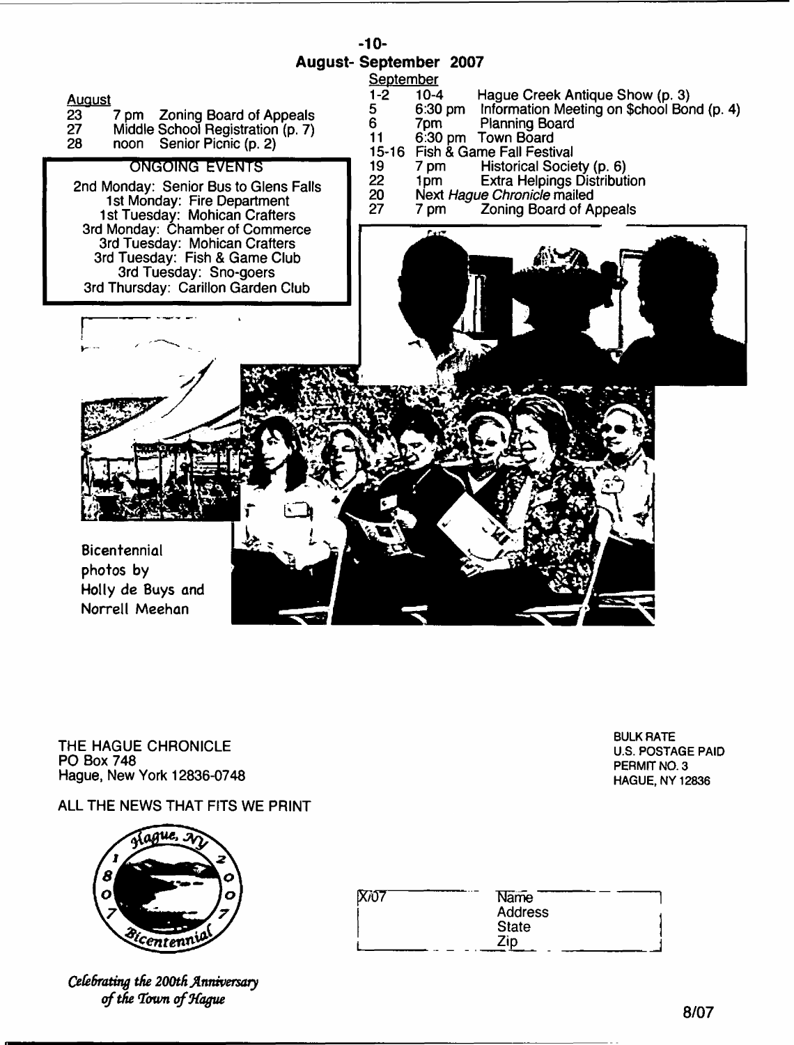## August- September 2007

**August**

| | | |
|---|---|---|
| 23 | 7 pm | Zoning Board of Appeals |
| 27 | | Middle School Registration (p. 7) |
| 28 | noon | Senior Picnic (p. 2) |

**ONGOING EVENTS**

2nd Monday: Senior Bus to Glens Falls
1st Monday: Fire Department
1st Tuesday: Mohican Crafters
3rd Monday: Chamber of Commerce
3rd Tuesday: Mohican Crafters
3rd Tuesday: Fish & Game Club
3rd Tuesday: Sno-goers
3rd Thursday: Carillon Garden Club

**September**

| | | |
|---|---|---|
| 1-2 | 10-4 | Hague Creek Antique Show (p. 3) |
| 5 | 6:30 pm | Information Meeting on $chool Bond (p. 4) |
| 6 | 7pm | Planning Board |
| 11 | 6:30 pm | Town Board |
| 15-16 | | Fish & Game Fall Festival |
| 19 | 7 pm | Historical Society (p. 6) |
| 22 | 1pm | Extra Helpings Distribution |
| 20 | | Next *Hague Chronicle* mailed |
| 27 | 7 pm | Zoning Board of Appeals |

Bicentennial photos by Holly de Buys and Norrell Meehan

THE HAGUE CHRONICLE
PO Box 748
Hague, New York 12836-0748

ALL THE NEWS THAT FITS WE PRINT

Hague, NY 1807 2007 Bicentennial

*Celebrating the 200th Anniversary of the Town of Hague*

BULK RATE
U.S. POSTAGE PAID
PERMIT NO. 3
HAGUE, NY 12836

X/07 Name
Address
State
Zip

8/07